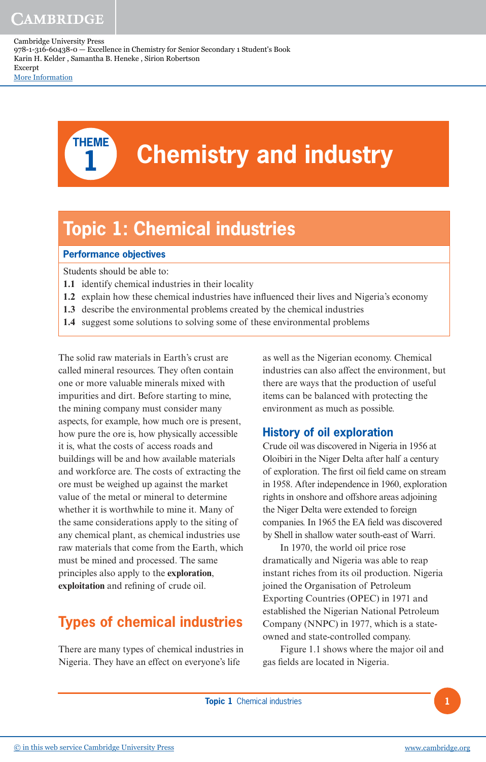# THEME 1 Chemistry and industry

## Topic 1: Chemical industries

### Performance objectives

Students should be able to:

**1.1** identify chemical industries in their locality
**1.2** explain how these chemical industries have influenced their lives and Nigeria's economy
**1.3** describe the environmental problems created by the chemical industries
**1.4** suggest some solutions to solving some of these environmental problems

The solid raw materials in Earth's crust are called mineral resources. They often contain one or more valuable minerals mixed with impurities and dirt. Before starting to mine, the mining company must consider many aspects, for example, how much ore is present, how pure the ore is, how physically accessible it is, what the costs of access roads and buildings will be and how available materials and workforce are. The costs of extracting the ore must be weighed up against the market value of the metal or mineral to determine whether it is worthwhile to mine it. Many of the same considerations apply to the siting of any chemical plant, as chemical industries use raw materials that come from the Earth, which must be mined and processed. The same principles also apply to the **exploration**, **exploitation** and refining of crude oil.

## Types of chemical industries

There are many types of chemical industries in Nigeria. They have an effect on everyone's life as well as the Nigerian economy. Chemical industries can also affect the environment, but there are ways that the production of useful items can be balanced with protecting the environment as much as possible.

### History of oil exploration

Crude oil was discovered in Nigeria in 1956 at Oloibiri in the Niger Delta after half a century of exploration. The first oil field came on stream in 1958. After independence in 1960, exploration rights in onshore and offshore areas adjoining the Niger Delta were extended to foreign companies. In 1965 the EA field was discovered by Shell in shallow water south-east of Warri.

In 1970, the world oil price rose dramatically and Nigeria was able to reap instant riches from its oil production. Nigeria joined the Organisation of Petroleum Exporting Countries (OPEC) in 1971 and established the Nigerian National Petroleum Company (NNPC) in 1977, which is a state-owned and state-controlled company.

Figure 1.1 shows where the major oil and gas fields are located in Nigeria.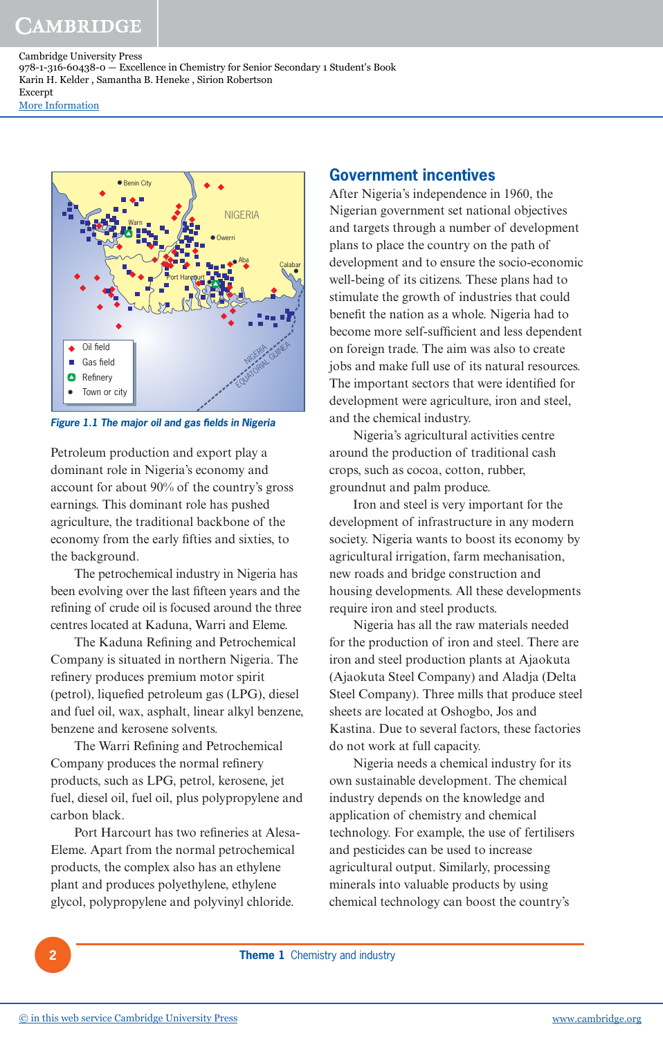Figure 1.1 The major oil and gas fields in Nigeria

Petroleum production and export play a dominant role in Nigeria's economy and account for about 90% of the country's gross earnings. This dominant role has pushed agriculture, the traditional backbone of the economy from the early fifties and sixties, to the background.

The petrochemical industry in Nigeria has been evolving over the last fifteen years and the refining of crude oil is focused around the three centres located at Kaduna, Warri and Eleme.

The Kaduna Refining and Petrochemical Company is situated in northern Nigeria. The refinery produces premium motor spirit (petrol), liquefied petroleum gas (LPG), diesel and fuel oil, wax, asphalt, linear alkyl benzene, benzene and kerosene solvents.

The Warri Refining and Petrochemical Company produces the normal refinery products, such as LPG, petrol, kerosene, jet fuel, diesel oil, fuel oil, plus polypropylene and carbon black.

Port Harcourt has two refineries at Alesa-Eleme. Apart from the normal petrochemical products, the complex also has an ethylene plant and produces polyethylene, ethylene glycol, polypropylene and polyvinyl chloride.

## Government incentives

After Nigeria's independence in 1960, the Nigerian government set national objectives and targets through a number of development plans to place the country on the path of development and to ensure the socio-economic well-being of its citizens. These plans had to stimulate the growth of industries that could benefit the nation as a whole. Nigeria had to become more self-sufficient and less dependent on foreign trade. The aim was also to create jobs and make full use of its natural resources. The important sectors that were identified for development were agriculture, iron and steel, and the chemical industry.

Nigeria's agricultural activities centre around the production of traditional cash crops, such as cocoa, cotton, rubber, groundnut and palm produce.

Iron and steel is very important for the development of infrastructure in any modern society. Nigeria wants to boost its economy by agricultural irrigation, farm mechanisation, new roads and bridge construction and housing developments. All these developments require iron and steel products.

Nigeria has all the raw materials needed for the production of iron and steel. There are iron and steel production plants at Ajaokuta (Ajaokuta Steel Company) and Aladja (Delta Steel Company). Three mills that produce steel sheets are located at Oshogbo, Jos and Kastina. Due to several factors, these factories do not work at full capacity.

Nigeria needs a chemical industry for its own sustainable development. The chemical industry depends on the knowledge and application of chemistry and chemical technology. For example, the use of fertilisers and pesticides can be used to increase agricultural output. Similarly, processing minerals into valuable products by using chemical technology can boost the country's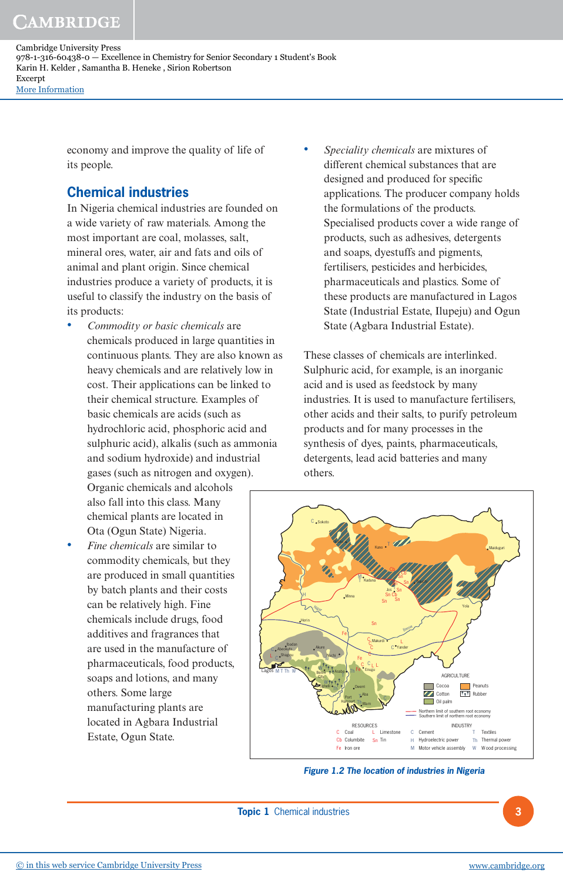economy and improve the quality of life of its people.

## Chemical industries

In Nigeria chemical industries are founded on a wide variety of raw materials. Among the most important are coal, molasses, salt, mineral ores, water, air and fats and oils of animal and plant origin. Since chemical industries produce a variety of products, it is useful to classify the industry on the basis of its products:

- *Commodity or basic chemicals* are chemicals produced in large quantities in continuous plants. They are also known as heavy chemicals and are relatively low in cost. Their applications can be linked to their chemical structure. Examples of basic chemicals are acids (such as hydrochloric acid, phosphoric acid and sulphuric acid), alkalis (such as ammonia and sodium hydroxide) and industrial gases (such as nitrogen and oxygen). Organic chemicals and alcohols also fall into this class. Many chemical plants are located in Ota (Ogun State) Nigeria.
- *Fine chemicals* are similar to commodity chemicals, but they are produced in small quantities by batch plants and their costs can be relatively high. Fine chemicals include drugs, food additives and fragrances that are used in the manufacture of pharmaceuticals, food products, soaps and lotions, and many others. Some large manufacturing plants are located in Agbara Industrial Estate, Ogun State.
- *Speciality chemicals* are mixtures of different chemical substances that are designed and produced for specific applications. The producer company holds the formulations of the products. Specialised products cover a wide range of products, such as adhesives, detergents and soaps, dyestuffs and pigments, fertilisers, pesticides and herbicides, pharmaceuticals and plastics. Some of these products are manufactured in Lagos State (Industrial Estate, Ilupeju) and Ogun State (Agbara Industrial Estate).

These classes of chemicals are interlinked. Sulphuric acid, for example, is an inorganic acid and is used as feedstock by many industries. It is used to manufacture fertilisers, other acids and their salts, to purify petroleum products and for many processes in the synthesis of dyes, paints, pharmaceuticals, detergents, lead acid batteries and many others.

**Figure 1.2 The location of industries in Nigeria**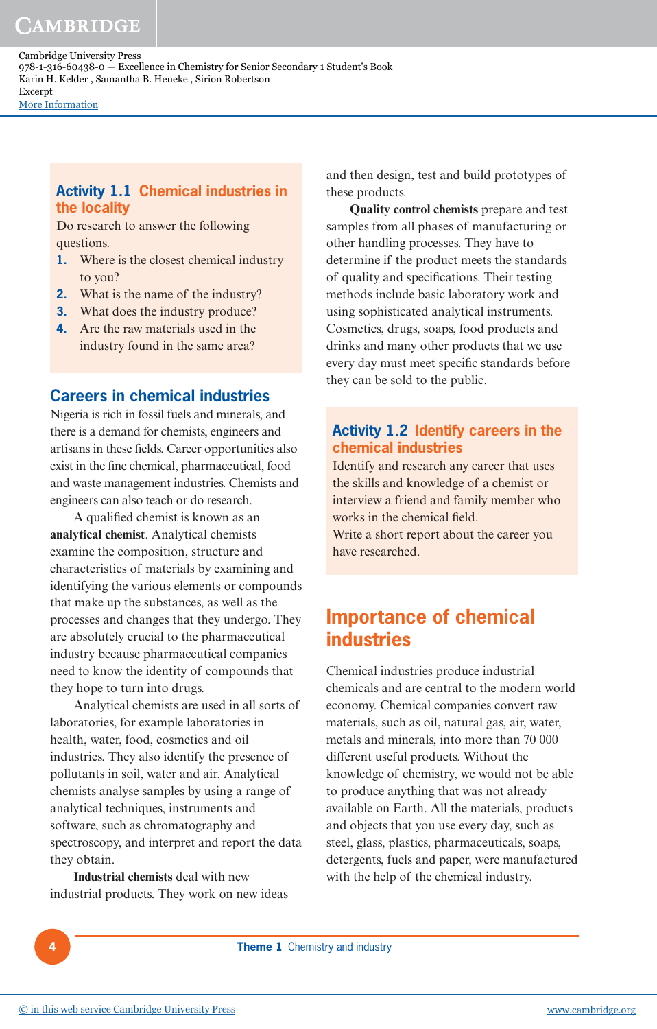### Activity 1.1 Chemical industries in the locality

Do research to answer the following questions.

1. Where is the closest chemical industry to you?
2. What is the name of the industry?
3. What does the industry produce?
4. Are the raw materials used in the industry found in the same area?

## Careers in chemical industries

Nigeria is rich in fossil fuels and minerals, and there is a demand for chemists, engineers and artisans in these fields. Career opportunities also exist in the fine chemical, pharmaceutical, food and waste management industries. Chemists and engineers can also teach or do research.

A qualified chemist is known as an **analytical chemist**. Analytical chemists examine the composition, structure and characteristics of materials by examining and identifying the various elements or compounds that make up the substances, as well as the processes and changes that they undergo. They are absolutely crucial to the pharmaceutical industry because pharmaceutical companies need to know the identity of compounds that they hope to turn into drugs.

Analytical chemists are used in all sorts of laboratories, for example laboratories in health, water, food, cosmetics and oil industries. They also identify the presence of pollutants in soil, water and air. Analytical chemists analyse samples by using a range of analytical techniques, instruments and software, such as chromatography and spectroscopy, and interpret and report the data they obtain.

**Industrial chemists** deal with new industrial products. They work on new ideas and then design, test and build prototypes of these products.

**Quality control chemists** prepare and test samples from all phases of manufacturing or other handling processes. They have to determine if the product meets the standards of quality and specifications. Their testing methods include basic laboratory work and using sophisticated analytical instruments. Cosmetics, drugs, soaps, food products and drinks and many other products that we use every day must meet specific standards before they can be sold to the public.

### Activity 1.2 Identify careers in the chemical industries

Identify and research any career that uses the skills and knowledge of a chemist or interview a friend and family member who works in the chemical field.

Write a short report about the career you have researched.

## Importance of chemical industries

Chemical industries produce industrial chemicals and are central to the modern world economy. Chemical companies convert raw materials, such as oil, natural gas, air, water, metals and minerals, into more than 70 000 different useful products. Without the knowledge of chemistry, we would not be able to produce anything that was not already available on Earth. All the materials, products and objects that you use every day, such as steel, glass, plastics, pharmaceuticals, soaps, detergents, fuels and paper, were manufactured with the help of the chemical industry.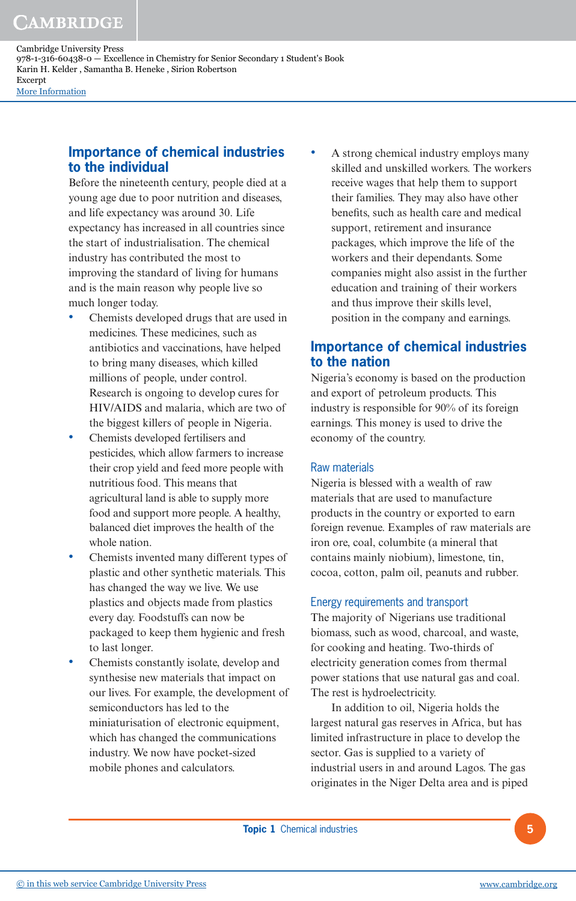## Importance of chemical industries to the individual

Before the nineteenth century, people died at a young age due to poor nutrition and diseases, and life expectancy was around 30. Life expectancy has increased in all countries since the start of industrialisation. The chemical industry has contributed the most to improving the standard of living for humans and is the main reason why people live so much longer today.

- Chemists developed drugs that are used in medicines. These medicines, such as antibiotics and vaccinations, have helped to bring many diseases, which killed millions of people, under control. Research is ongoing to develop cures for HIV/AIDS and malaria, which are two of the biggest killers of people in Nigeria.
- Chemists developed fertilisers and pesticides, which allow farmers to increase their crop yield and feed more people with nutritious food. This means that agricultural land is able to supply more food and support more people. A healthy, balanced diet improves the health of the whole nation.
- Chemists invented many different types of plastic and other synthetic materials. This has changed the way we live. We use plastics and objects made from plastics every day. Foodstuffs can now be packaged to keep them hygienic and fresh to last longer.
- Chemists constantly isolate, develop and synthesise new materials that impact on our lives. For example, the development of semiconductors has led to the miniaturisation of electronic equipment, which has changed the communications industry. We now have pocket-sized mobile phones and calculators.
- A strong chemical industry employs many skilled and unskilled workers. The workers receive wages that help them to support their families. They may also have other benefits, such as health care and medical support, retirement and insurance packages, which improve the life of the workers and their dependants. Some companies might also assist in the further education and training of their workers and thus improve their skills level, position in the company and earnings.

## Importance of chemical industries to the nation

Nigeria's economy is based on the production and export of petroleum products. This industry is responsible for 90% of its foreign earnings. This money is used to drive the economy of the country.

### Raw materials

Nigeria is blessed with a wealth of raw materials that are used to manufacture products in the country or exported to earn foreign revenue. Examples of raw materials are iron ore, coal, columbite (a mineral that contains mainly niobium), limestone, tin, cocoa, cotton, palm oil, peanuts and rubber.

### Energy requirements and transport

The majority of Nigerians use traditional biomass, such as wood, charcoal, and waste, for cooking and heating. Two-thirds of electricity generation comes from thermal power stations that use natural gas and coal. The rest is hydroelectricity.

In addition to oil, Nigeria holds the largest natural gas reserves in Africa, but has limited infrastructure in place to develop the sector. Gas is supplied to a variety of industrial users in and around Lagos. The gas originates in the Niger Delta area and is piped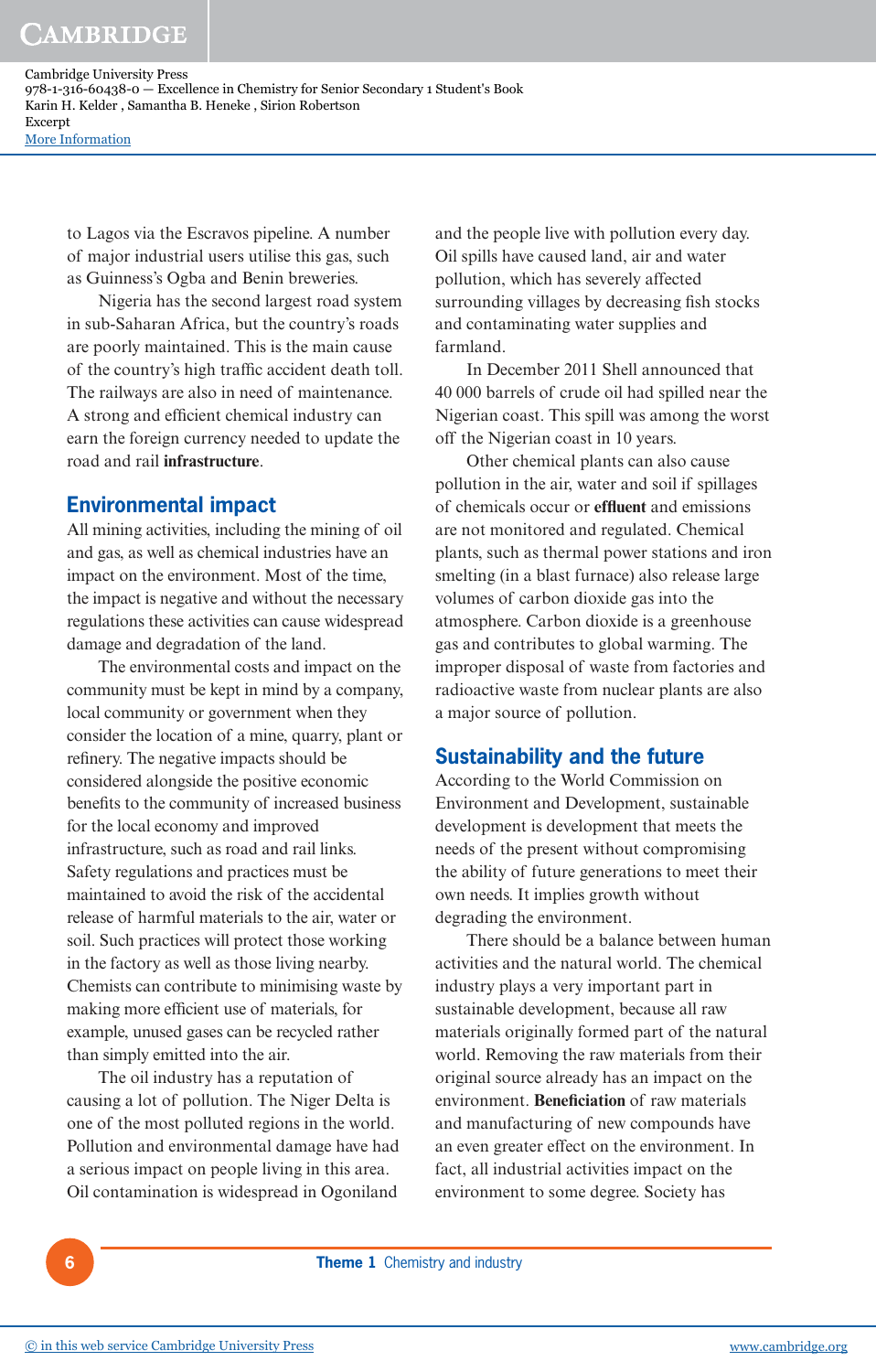to Lagos via the Escravos pipeline. A number of major industrial users utilise this gas, such as Guinness's Ogba and Benin breweries.

Nigeria has the second largest road system in sub-Saharan Africa, but the country's roads are poorly maintained. This is the main cause of the country's high traffic accident death toll. The railways are also in need of maintenance. A strong and efficient chemical industry can earn the foreign currency needed to update the road and rail **infrastructure**.

## Environmental impact

All mining activities, including the mining of oil and gas, as well as chemical industries have an impact on the environment. Most of the time, the impact is negative and without the necessary regulations these activities can cause widespread damage and degradation of the land.

The environmental costs and impact on the community must be kept in mind by a company, local community or government when they consider the location of a mine, quarry, plant or refinery. The negative impacts should be considered alongside the positive economic benefits to the community of increased business for the local economy and improved infrastructure, such as road and rail links. Safety regulations and practices must be maintained to avoid the risk of the accidental release of harmful materials to the air, water or soil. Such practices will protect those working in the factory as well as those living nearby. Chemists can contribute to minimising waste by making more efficient use of materials, for example, unused gases can be recycled rather than simply emitted into the air.

The oil industry has a reputation of causing a lot of pollution. The Niger Delta is one of the most polluted regions in the world. Pollution and environmental damage have had a serious impact on people living in this area. Oil contamination is widespread in Ogoniland and the people live with pollution every day. Oil spills have caused land, air and water pollution, which has severely affected surrounding villages by decreasing fish stocks and contaminating water supplies and farmland.

In December 2011 Shell announced that 40 000 barrels of crude oil had spilled near the Nigerian coast. This spill was among the worst off the Nigerian coast in 10 years.

Other chemical plants can also cause pollution in the air, water and soil if spillages of chemicals occur or **effluent** and emissions are not monitored and regulated. Chemical plants, such as thermal power stations and iron smelting (in a blast furnace) also release large volumes of carbon dioxide gas into the atmosphere. Carbon dioxide is a greenhouse gas and contributes to global warming. The improper disposal of waste from factories and radioactive waste from nuclear plants are also a major source of pollution.

## Sustainability and the future

According to the World Commission on Environment and Development, sustainable development is development that meets the needs of the present without compromising the ability of future generations to meet their own needs. It implies growth without degrading the environment.

There should be a balance between human activities and the natural world. The chemical industry plays a very important part in sustainable development, because all raw materials originally formed part of the natural world. Removing the raw materials from their original source already has an impact on the environment. **Beneficiation** of raw materials and manufacturing of new compounds have an even greater effect on the environment. In fact, all industrial activities impact on the environment to some degree. Society has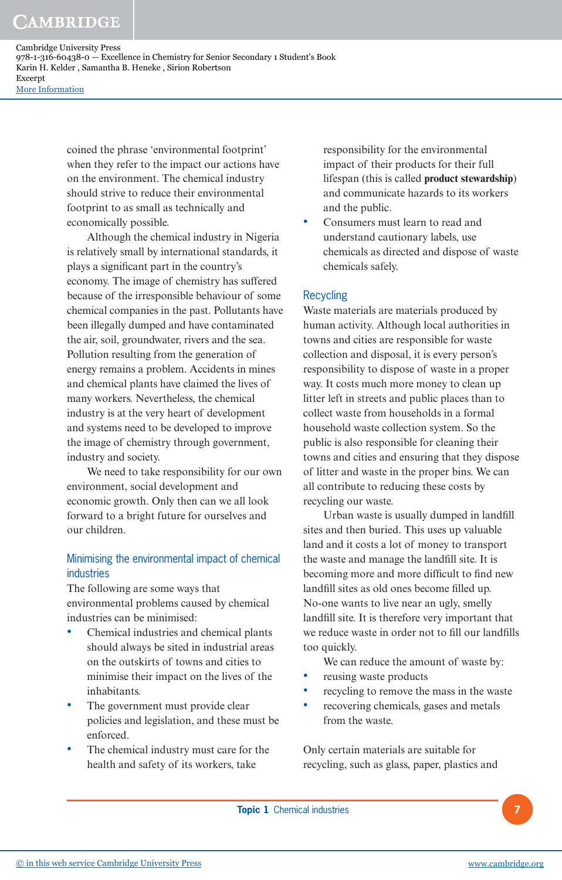coined the phrase 'environmental footprint' when they refer to the impact our actions have on the environment. The chemical industry should strive to reduce their environmental footprint to as small as technically and economically possible.

Although the chemical industry in Nigeria is relatively small by international standards, it plays a significant part in the country's economy. The image of chemistry has suffered because of the irresponsible behaviour of some chemical companies in the past. Pollutants have been illegally dumped and have contaminated the air, soil, groundwater, rivers and the sea. Pollution resulting from the generation of energy remains a problem. Accidents in mines and chemical plants have claimed the lives of many workers. Nevertheless, the chemical industry is at the very heart of development and systems need to be developed to improve the image of chemistry through government, industry and society.

We need to take responsibility for our own environment, social development and economic growth. Only then can we all look forward to a bright future for ourselves and our children.

## Minimising the environmental impact of chemical industries

The following are some ways that environmental problems caused by chemical industries can be minimised:

- Chemical industries and chemical plants should always be sited in industrial areas on the outskirts of towns and cities to minimise their impact on the lives of the inhabitants.
- The government must provide clear policies and legislation, and these must be enforced.
- The chemical industry must care for the health and safety of its workers, take responsibility for the environmental impact of their products for their full lifespan (this is called **product stewardship**) and communicate hazards to its workers and the public.
- Consumers must learn to read and understand cautionary labels, use chemicals as directed and dispose of waste chemicals safely.

## Recycling

Waste materials are materials produced by human activity. Although local authorities in towns and cities are responsible for waste collection and disposal, it is every person's responsibility to dispose of waste in a proper way. It costs much more money to clean up litter left in streets and public places than to collect waste from households in a formal household waste collection system. So the public is also responsible for cleaning their towns and cities and ensuring that they dispose of litter and waste in the proper bins. We can all contribute to reducing these costs by recycling our waste.

Urban waste is usually dumped in landfill sites and then buried. This uses up valuable land and it costs a lot of money to transport the waste and manage the landfill site. It is becoming more and more difficult to find new landfill sites as old ones become filled up. No-one wants to live near an ugly, smelly landfill site. It is therefore very important that we reduce waste in order not to fill our landfills too quickly.

We can reduce the amount of waste by:

- reusing waste products
- recycling to remove the mass in the waste
- recovering chemicals, gases and metals from the waste.

Only certain materials are suitable for recycling, such as glass, paper, plastics and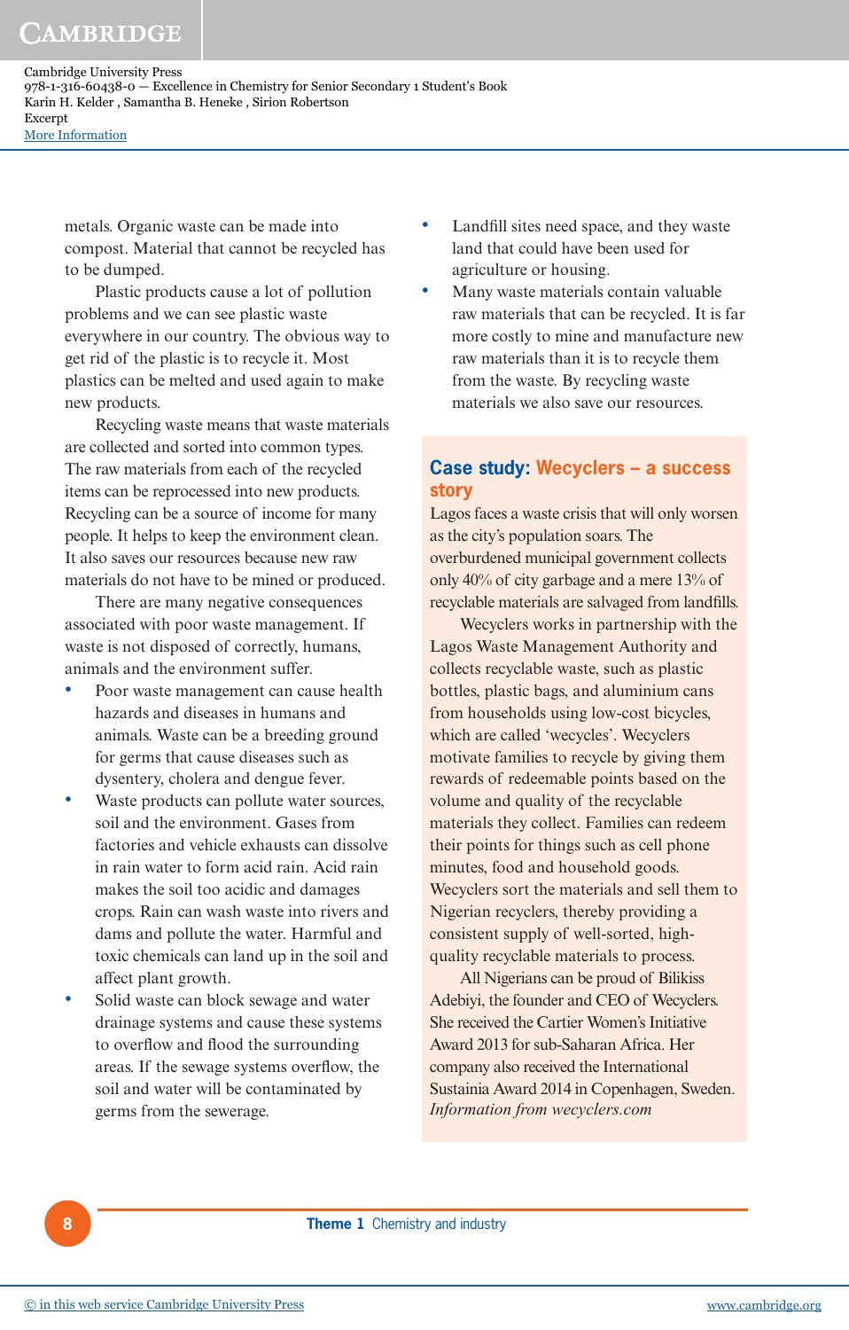metals. Organic waste can be made into compost. Material that cannot be recycled has to be dumped.

Plastic products cause a lot of pollution problems and we can see plastic waste everywhere in our country. The obvious way to get rid of the plastic is to recycle it. Most plastics can be melted and used again to make new products.

Recycling waste means that waste materials are collected and sorted into common types. The raw materials from each of the recycled items can be reprocessed into new products. Recycling can be a source of income for many people. It helps to keep the environment clean. It also saves our resources because new raw materials do not have to be mined or produced.

There are many negative consequences associated with poor waste management. If waste is not disposed of correctly, humans, animals and the environment suffer.

- Poor waste management can cause health hazards and diseases in humans and animals. Waste can be a breeding ground for germs that cause diseases such as dysentery, cholera and dengue fever.
- Waste products can pollute water sources, soil and the environment. Gases from factories and vehicle exhausts can dissolve in rain water to form acid rain. Acid rain makes the soil too acidic and damages crops. Rain can wash waste into rivers and dams and pollute the water. Harmful and toxic chemicals can land up in the soil and affect plant growth.
- Solid waste can block sewage and water drainage systems and cause these systems to overflow and flood the surrounding areas. If the sewage systems overflow, the soil and water will be contaminated by germs from the sewerage.
- Landfill sites need space, and they waste land that could have been used for agriculture or housing.
- Many waste materials contain valuable raw materials that can be recycled. It is far more costly to mine and manufacture new raw materials than it is to recycle them from the waste. By recycling waste materials we also save our resources.

## Case study: Wecyclers – a success story

Lagos faces a waste crisis that will only worsen as the city's population soars. The overburdened municipal government collects only 40% of city garbage and a mere 13% of recyclable materials are salvaged from landfills.

Wecyclers works in partnership with the Lagos Waste Management Authority and collects recyclable waste, such as plastic bottles, plastic bags, and aluminium cans from households using low-cost bicycles, which are called 'wecycles'. Wecyclers motivate families to recycle by giving them rewards of redeemable points based on the volume and quality of the recyclable materials they collect. Families can redeem their points for things such as cell phone minutes, food and household goods. Wecyclers sort the materials and sell them to Nigerian recyclers, thereby providing a consistent supply of well-sorted, high-quality recyclable materials to process.

All Nigerians can be proud of Bilikiss Adebiyi, the founder and CEO of Wecyclers. She received the Cartier Women's Initiative Award 2013 for sub-Saharan Africa. Her company also received the International Sustainia Award 2014 in Copenhagen, Sweden.

*Information from wecyclers.com*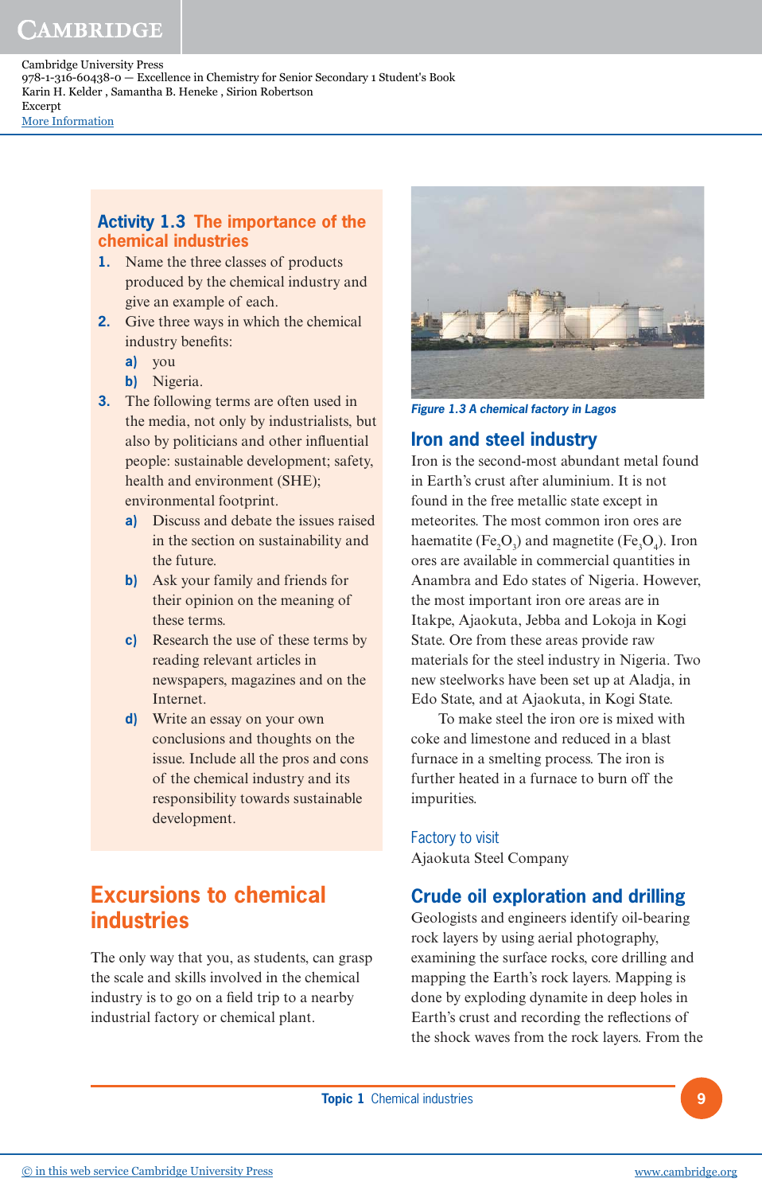### Activity 1.3 The importance of the chemical industries

1. Name the three classes of products produced by the chemical industry and give an example of each.
2. Give three ways in which the chemical industry benefits:
   a) you
   b) Nigeria.
3. The following terms are often used in the media, not only by industrialists, but also by politicians and other influential people: sustainable development; safety, health and environment (SHE); environmental footprint.
   a) Discuss and debate the issues raised in the section on sustainability and the future.
   b) Ask your family and friends for their opinion on the meaning of these terms.
   c) Research the use of these terms by reading relevant articles in newspapers, magazines and on the Internet.
   d) Write an essay on your own conclusions and thoughts on the issue. Include all the pros and cons of the chemical industry and its responsibility towards sustainable development.

## Excursions to chemical industries

The only way that you, as students, can grasp the scale and skills involved in the chemical industry is to go on a field trip to a nearby industrial factory or chemical plant.

*Figure 1.3 A chemical factory in Lagos*

### Iron and steel industry

Iron is the second-most abundant metal found in Earth's crust after aluminium. It is not found in the free metallic state except in meteorites. The most common iron ores are haematite ($Fe_2O_3$) and magnetite ($Fe_3O_4$). Iron ores are available in commercial quantities in Anambra and Edo states of Nigeria. However, the most important iron ore areas are in Itakpe, Ajaokuta, Jebba and Lokoja in Kogi State. Ore from these areas provide raw materials for the steel industry in Nigeria. Two new steelworks have been set up at Aladja, in Edo State, and at Ajaokuta, in Kogi State.

To make steel the iron ore is mixed with coke and limestone and reduced in a blast furnace in a smelting process. The iron is further heated in a furnace to burn off the impurities.

#### Factory to visit

Ajaokuta Steel Company

### Crude oil exploration and drilling

Geologists and engineers identify oil-bearing rock layers by using aerial photography, examining the surface rocks, core drilling and mapping the Earth's rock layers. Mapping is done by exploding dynamite in deep holes in Earth's crust and recording the reflections of the shock waves from the rock layers. From the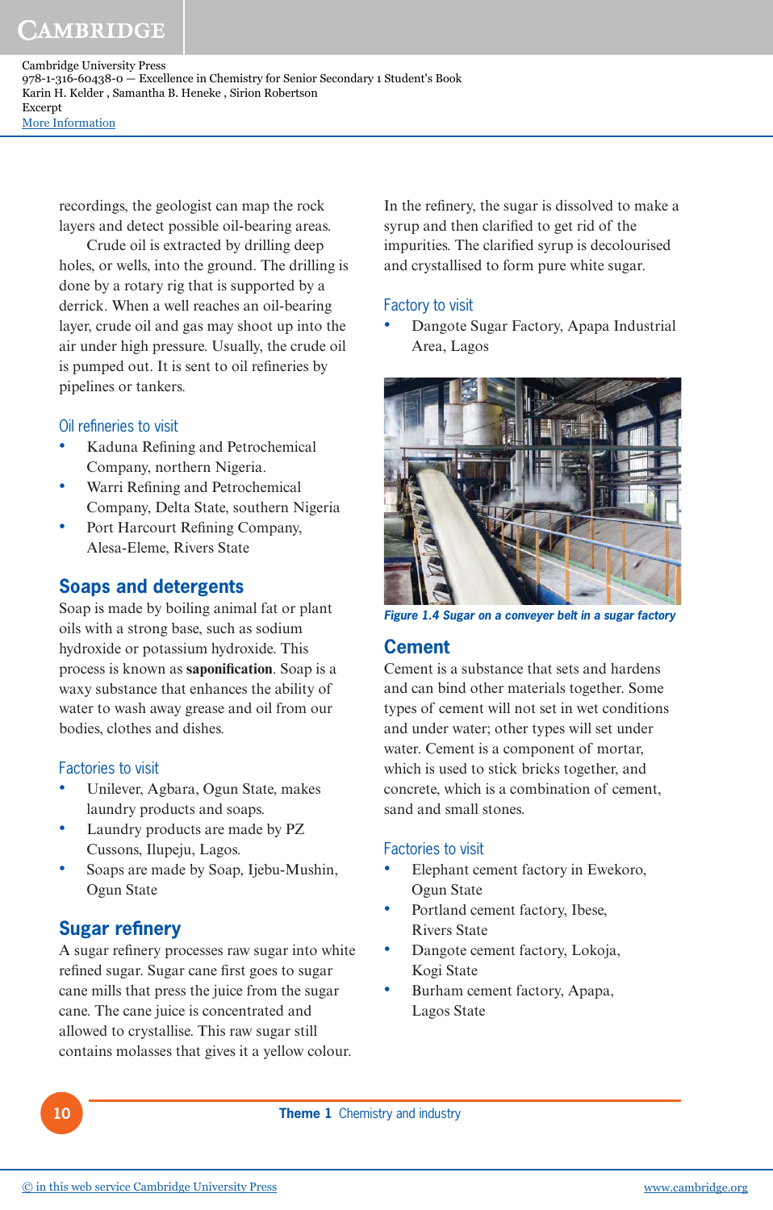recordings, the geologist can map the rock layers and detect possible oil-bearing areas.

Crude oil is extracted by drilling deep holes, or wells, into the ground. The drilling is done by a rotary rig that is supported by a derrick. When a well reaches an oil-bearing layer, crude oil and gas may shoot up into the air under high pressure. Usually, the crude oil is pumped out. It is sent to oil refineries by pipelines or tankers.

### Oil refineries to visit

- Kaduna Refining and Petrochemical Company, northern Nigeria.
- Warri Refining and Petrochemical Company, Delta State, southern Nigeria
- Port Harcourt Refining Company, Alesa-Eleme, Rivers State

## Soaps and detergents

Soap is made by boiling animal fat or plant oils with a strong base, such as sodium hydroxide or potassium hydroxide. This process is known as **saponification**. Soap is a waxy substance that enhances the ability of water to wash away grease and oil from our bodies, clothes and dishes.

### Factories to visit

- Unilever, Agbara, Ogun State, makes laundry products and soaps.
- Laundry products are made by PZ Cussons, Ilupeju, Lagos.
- Soaps are made by Soap, Ijebu-Mushin, Ogun State

## Sugar refinery

A sugar refinery processes raw sugar into white refined sugar. Sugar cane first goes to sugar cane mills that press the juice from the sugar cane. The cane juice is concentrated and allowed to crystallise. This raw sugar still contains molasses that gives it a yellow colour. In the refinery, the sugar is dissolved to make a syrup and then clarified to get rid of the impurities. The clarified syrup is decolourised and crystallised to form pure white sugar.

### Factory to visit

- Dangote Sugar Factory, Apapa Industrial Area, Lagos

*Figure 1.4 Sugar on a conveyer belt in a sugar factory*

## Cement

Cement is a substance that sets and hardens and can bind other materials together. Some types of cement will not set in wet conditions and under water; other types will set under water. Cement is a component of mortar, which is used to stick bricks together, and concrete, which is a combination of cement, sand and small stones.

### Factories to visit

- Elephant cement factory in Ewekoro, Ogun State
- Portland cement factory, Ibese, Rivers State
- Dangote cement factory, Lokoja, Kogi State
- Burham cement factory, Apapa, Lagos State